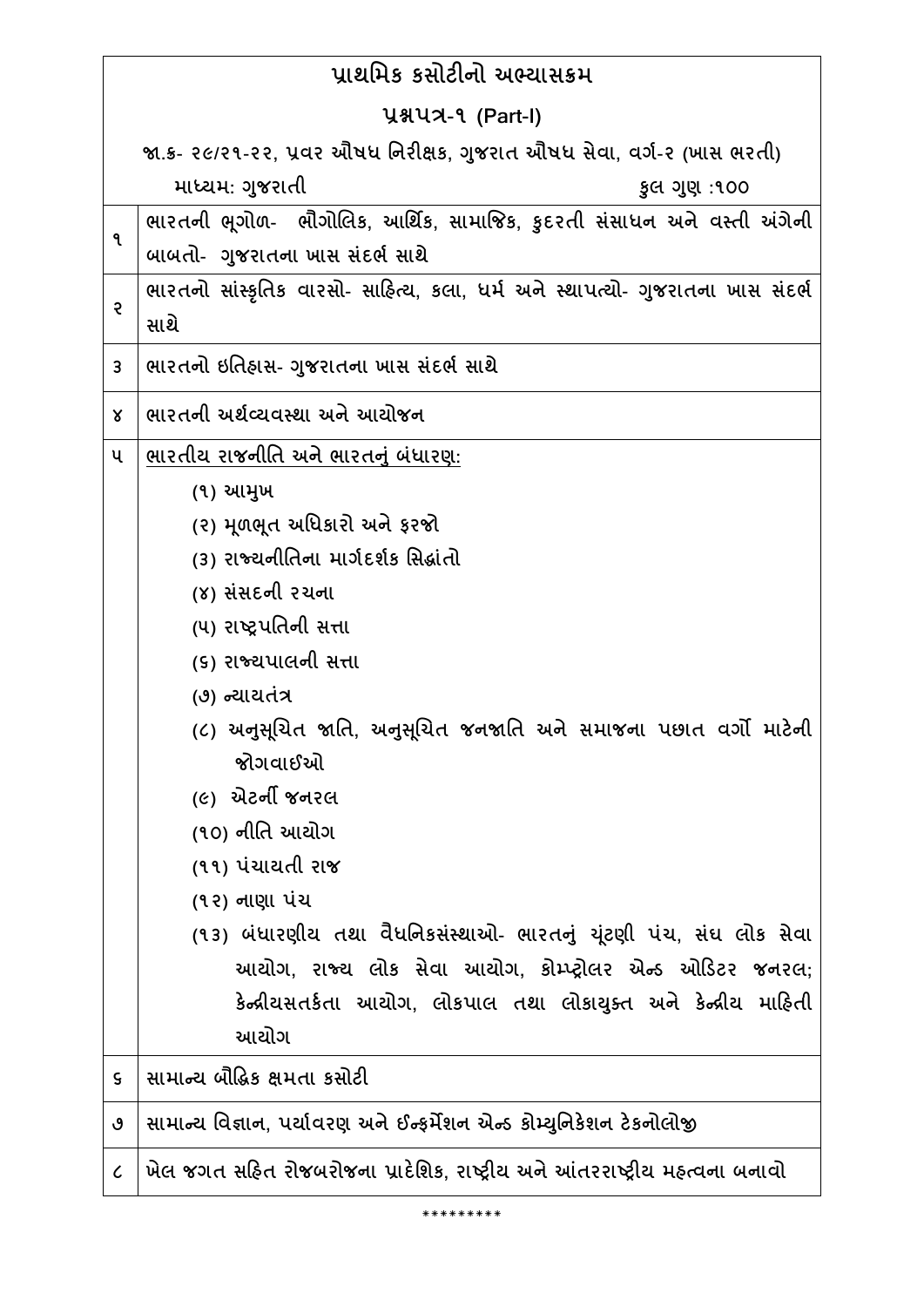| પ્રાથમિક કસોટીનો અભ્યાસક્રમ | |
|---|---|
| **પ્રશ્નપત્ર-૧ (Part-I)** | |
| **જા.ક્ર- ૨૯/૨૧-૨૨, પ્રવર ઔષધ નિરીક્ષક, ગુજરાત ઔષધ સેવા, વર્ગ-૨ (ખાસ ભરતી)** | |
| **માધ્યમ: ગુજરાતી** | **કુલ ગુણ :૧૦૦** |
| ૧ | ભારતની ભૂગોળ- ભૌગોલિક, આર્થિક, સામાજિક, કુદરતી સંસાધન અને વસ્તી અંગેની બાબતો- ગુજરાતના ખાસ સંદર્ભ સાથે |
| ૨ | ભારતનો સાંસ્કૃતિક વારસો- સાહિત્ય, કલા, ધર્મ અને સ્થાપત્યો- ગુજરાતના ખાસ સંદર્ભ સાથે |
| ૩ | ભારતનો ઇતિહાસ- ગુજરાતના ખાસ સંદર્ભ સાથે |
| ૪ | ભારતની અર્થવ્યવસ્થા અને આયોજન |
| ૫ | <u>ભારતીય રાજનીતિ અને ભારતનું બંધારણ:</u><br>(૧) આમુખ<br>(૨) મૂળભૂત અધિકારો અને ફરજો<br>(૩) રાજ્યનીતિના માર્ગદર્શક સિદ્ધાંતો<br>(૪) સંસદની રચના<br>(૫) રાષ્ટ્રપતિની સત્તા<br>(૬) રાજ્યપાલની સત્તા<br>(૭) ન્યાયતંત્ર<br>(૮) અનુસૂચિત જાતિ, અનુસૂચિત જનજાતિ અને સમાજના પછાત વર્ગો માટેની જોગવાઈઓ<br>(૯) એટર્ની જનરલ<br>(૧૦) નીતિ આયોગ<br>(૧૧) પંચાયતી રાજ<br>(૧૨) નાણા પંચ<br>(૧૩) બંધારણીય તથા વૈધનિકસંસ્થાઓ- ભારતનું ચૂંટણી પંચ, સંઘ લોક સેવા આયોગ, રાજ્ય લોક સેવા આયોગ, કોમ્પ્ટ્રોલર એન્ડ ઓડિટર જનરલ; કેન્દ્રીયસતર્કતા આયોગ, લોકપાલ તથા લોકાયુક્ત અને કેન્દ્રીય માહિતી આયોગ |
| ૬ | સામાન્ય બૌદ્ધિક ક્ષમતા કસોટી |
| ૭ | સામાન્ય વિજ્ઞાન, પર્યાવરણ અને ઈન્ફર્મેશન એન્ડ કોમ્યુનિકેશન ટેકનોલોજી |
| ૮ | ખેલ જગત સહિત રોજબરોજના પ્રાદેશિક, રાષ્ટ્રીય અને આંતરરાષ્ટ્રીય મહત્વના બનાવો |

*********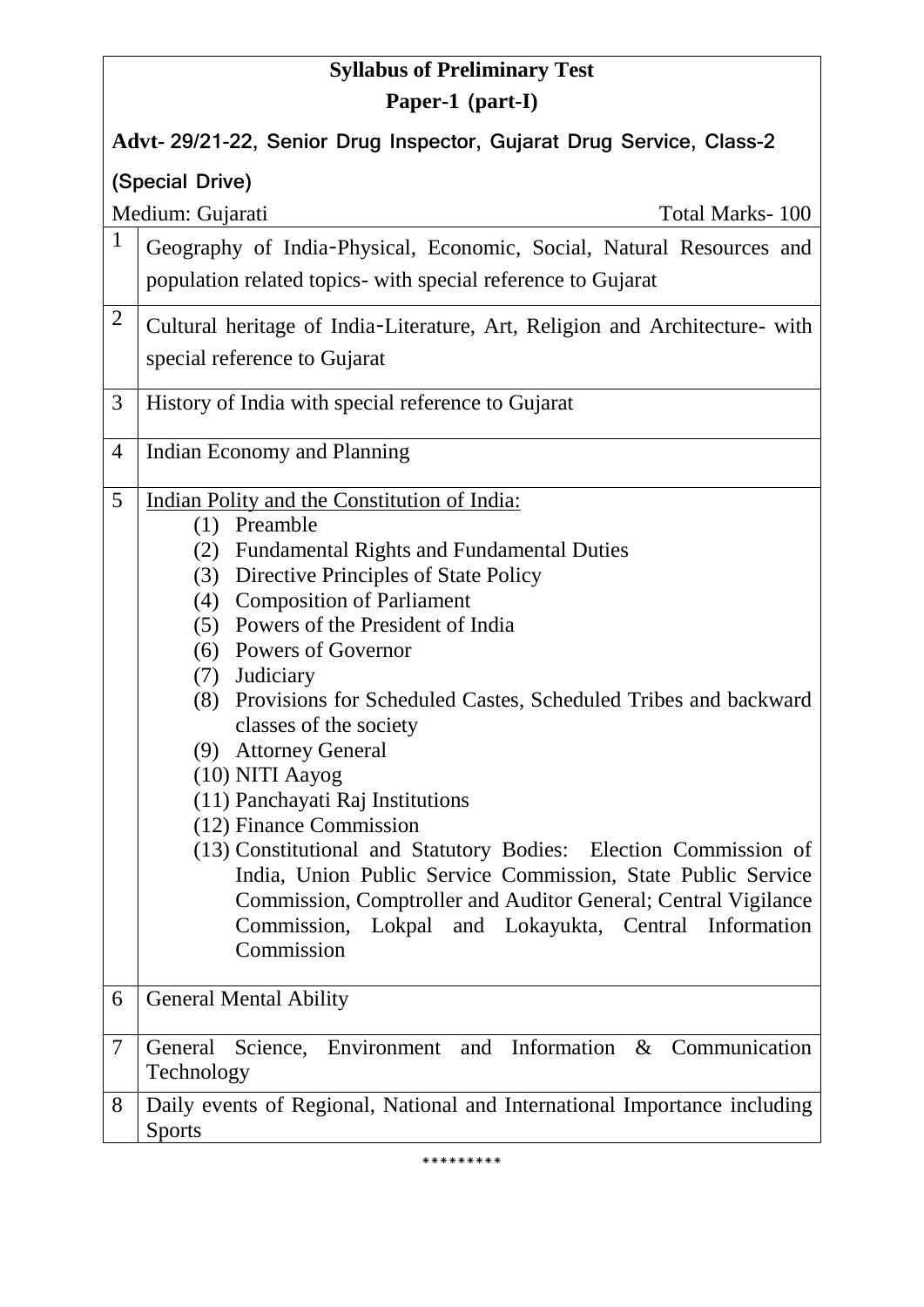## Syllabus of Preliminary Test

## Paper-1 (part-I)

**Advt- 29/21-22, Senior Drug Inspector, Gujarat Drug Service, Class-2 (Special Drive)**

Medium: Gujarati | Total Marks- 100

| | |
|---|---|
| 1 | Geography of India-Physical, Economic, Social, Natural Resources and population related topics- with special reference to Gujarat |
| 2 | Cultural heritage of India-Literature, Art, Religion and Architecture- with special reference to Gujarat |
| 3 | History of India with special reference to Gujarat |
| 4 | Indian Economy and Planning |
| 5 | <u>Indian Polity and the Constitution of India:</u><br>(1) Preamble<br>(2) Fundamental Rights and Fundamental Duties<br>(3) Directive Principles of State Policy<br>(4) Composition of Parliament<br>(5) Powers of the President of India<br>(6) Powers of Governor<br>(7) Judiciary<br>(8) Provisions for Scheduled Castes, Scheduled Tribes and backward classes of the society<br>(9) Attorney General<br>(10) NITI Aayog<br>(11) Panchayati Raj Institutions<br>(12) Finance Commission<br>(13) Constitutional and Statutory Bodies: Election Commission of India, Union Public Service Commission, State Public Service Commission, Comptroller and Auditor General; Central Vigilance Commission, Lokpal and Lokayukta, Central Information Commission |
| 6 | General Mental Ability |
| 7 | General Science, Environment and Information & Communication Technology |
| 8 | Daily events of Regional, National and International Importance including Sports |

*********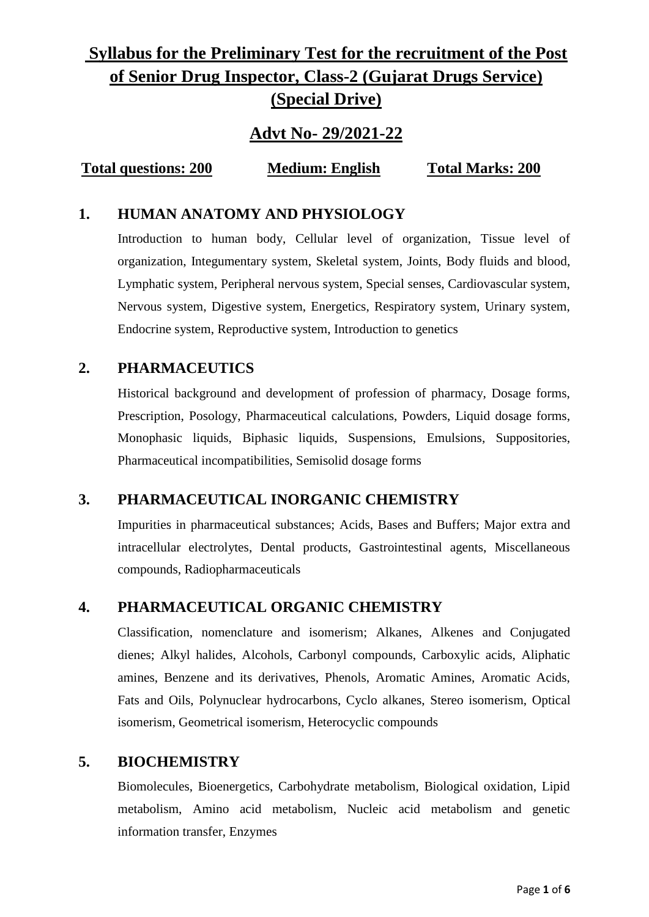# Syllabus for the Preliminary Test for the recruitment of the Post of Senior Drug Inspector, Class-2 (Gujarat Drugs Service) (Special Drive)

## Advt No- 29/2021-22

**Total questions: 200** **Medium: English** **Total Marks: 200**

## 1. HUMAN ANATOMY AND PHYSIOLOGY

Introduction to human body, Cellular level of organization, Tissue level of organization, Integumentary system, Skeletal system, Joints, Body fluids and blood, Lymphatic system, Peripheral nervous system, Special senses, Cardiovascular system, Nervous system, Digestive system, Energetics, Respiratory system, Urinary system, Endocrine system, Reproductive system, Introduction to genetics

## 2. PHARMACEUTICS

Historical background and development of profession of pharmacy, Dosage forms, Prescription, Posology, Pharmaceutical calculations, Powders, Liquid dosage forms, Monophasic liquids, Biphasic liquids, Suspensions, Emulsions, Suppositories, Pharmaceutical incompatibilities, Semisolid dosage forms

## 3. PHARMACEUTICAL INORGANIC CHEMISTRY

Impurities in pharmaceutical substances; Acids, Bases and Buffers; Major extra and intracellular electrolytes, Dental products, Gastrointestinal agents, Miscellaneous compounds, Radiopharmaceuticals

## 4. PHARMACEUTICAL ORGANIC CHEMISTRY

Classification, nomenclature and isomerism; Alkanes, Alkenes and Conjugated dienes; Alkyl halides, Alcohols, Carbonyl compounds, Carboxylic acids, Aliphatic amines, Benzene and its derivatives, Phenols, Aromatic Amines, Aromatic Acids, Fats and Oils, Polynuclear hydrocarbons, Cyclo alkanes, Stereo isomerism, Optical isomerism, Geometrical isomerism, Heterocyclic compounds

## 5. BIOCHEMISTRY

Biomolecules, Bioenergetics, Carbohydrate metabolism, Biological oxidation, Lipid metabolism, Amino acid metabolism, Nucleic acid metabolism and genetic information transfer, Enzymes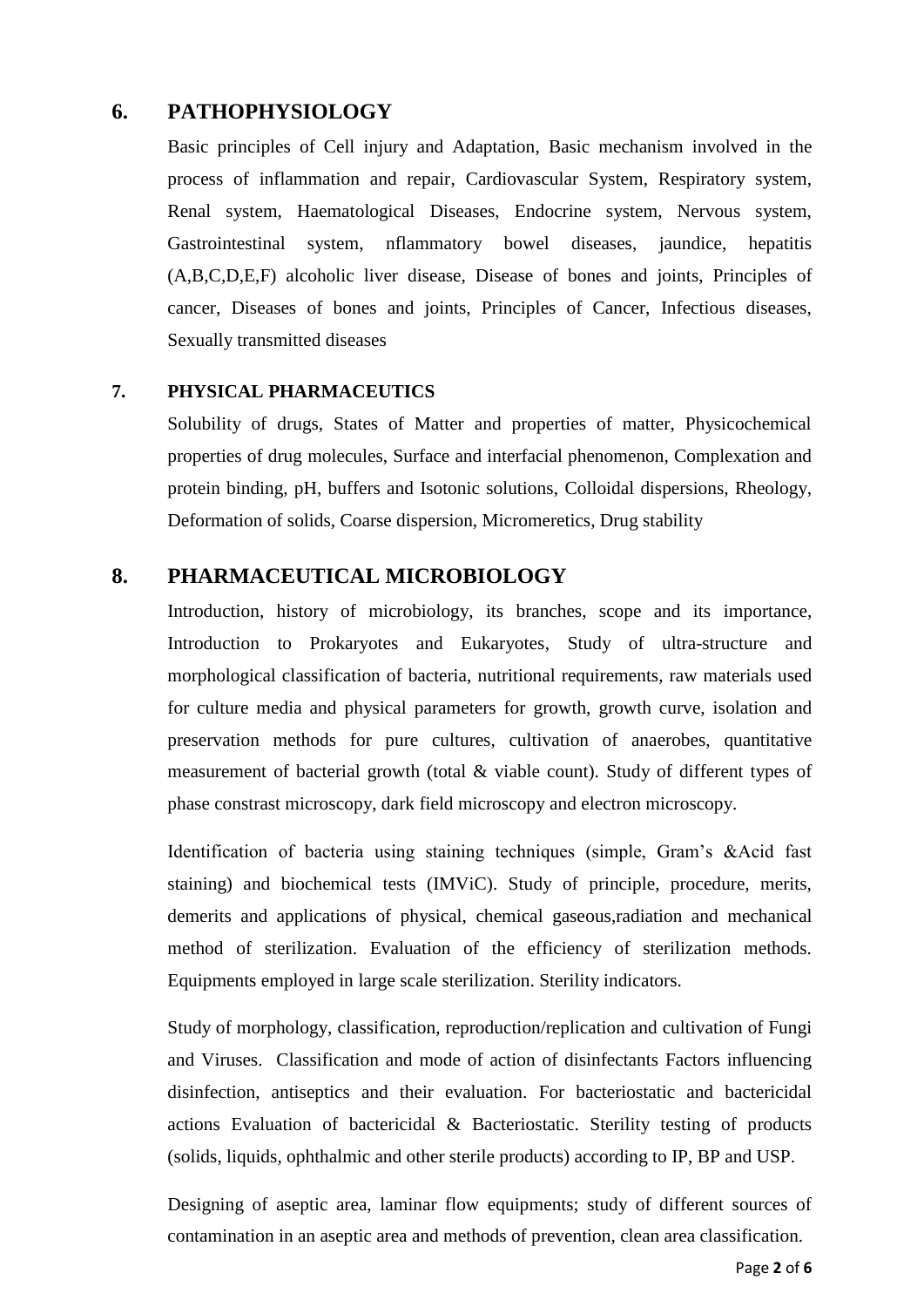## 6. PATHOPHYSIOLOGY

Basic principles of Cell injury and Adaptation, Basic mechanism involved in the process of inflammation and repair, Cardiovascular System, Respiratory system, Renal system, Haematological Diseases, Endocrine system, Nervous system, Gastrointestinal system, nflammatory bowel diseases, jaundice, hepatitis (A,B,C,D,E,F) alcoholic liver disease, Disease of bones and joints, Principles of cancer, Diseases of bones and joints, Principles of Cancer, Infectious diseases, Sexually transmitted diseases

### 7. PHYSICAL PHARMACEUTICS

Solubility of drugs, States of Matter and properties of matter, Physicochemical properties of drug molecules, Surface and interfacial phenomenon, Complexation and protein binding, pH, buffers and Isotonic solutions, Colloidal dispersions, Rheology, Deformation of solids, Coarse dispersion, Micromeretics, Drug stability

## 8. PHARMACEUTICAL MICROBIOLOGY

Introduction, history of microbiology, its branches, scope and its importance, Introduction to Prokaryotes and Eukaryotes, Study of ultra-structure and morphological classification of bacteria, nutritional requirements, raw materials used for culture media and physical parameters for growth, growth curve, isolation and preservation methods for pure cultures, cultivation of anaerobes, quantitative measurement of bacterial growth (total & viable count). Study of different types of phase constrast microscopy, dark field microscopy and electron microscopy.

Identification of bacteria using staining techniques (simple, Gram's &Acid fast staining) and biochemical tests (IMViC). Study of principle, procedure, merits, demerits and applications of physical, chemical gaseous,radiation and mechanical method of sterilization. Evaluation of the efficiency of sterilization methods. Equipments employed in large scale sterilization. Sterility indicators.

Study of morphology, classification, reproduction/replication and cultivation of Fungi and Viruses. Classification and mode of action of disinfectants Factors influencing disinfection, antiseptics and their evaluation. For bacteriostatic and bactericidal actions Evaluation of bactericidal & Bacteriostatic. Sterility testing of products (solids, liquids, ophthalmic and other sterile products) according to IP, BP and USP.

Designing of aseptic area, laminar flow equipments; study of different sources of contamination in an aseptic area and methods of prevention, clean area classification.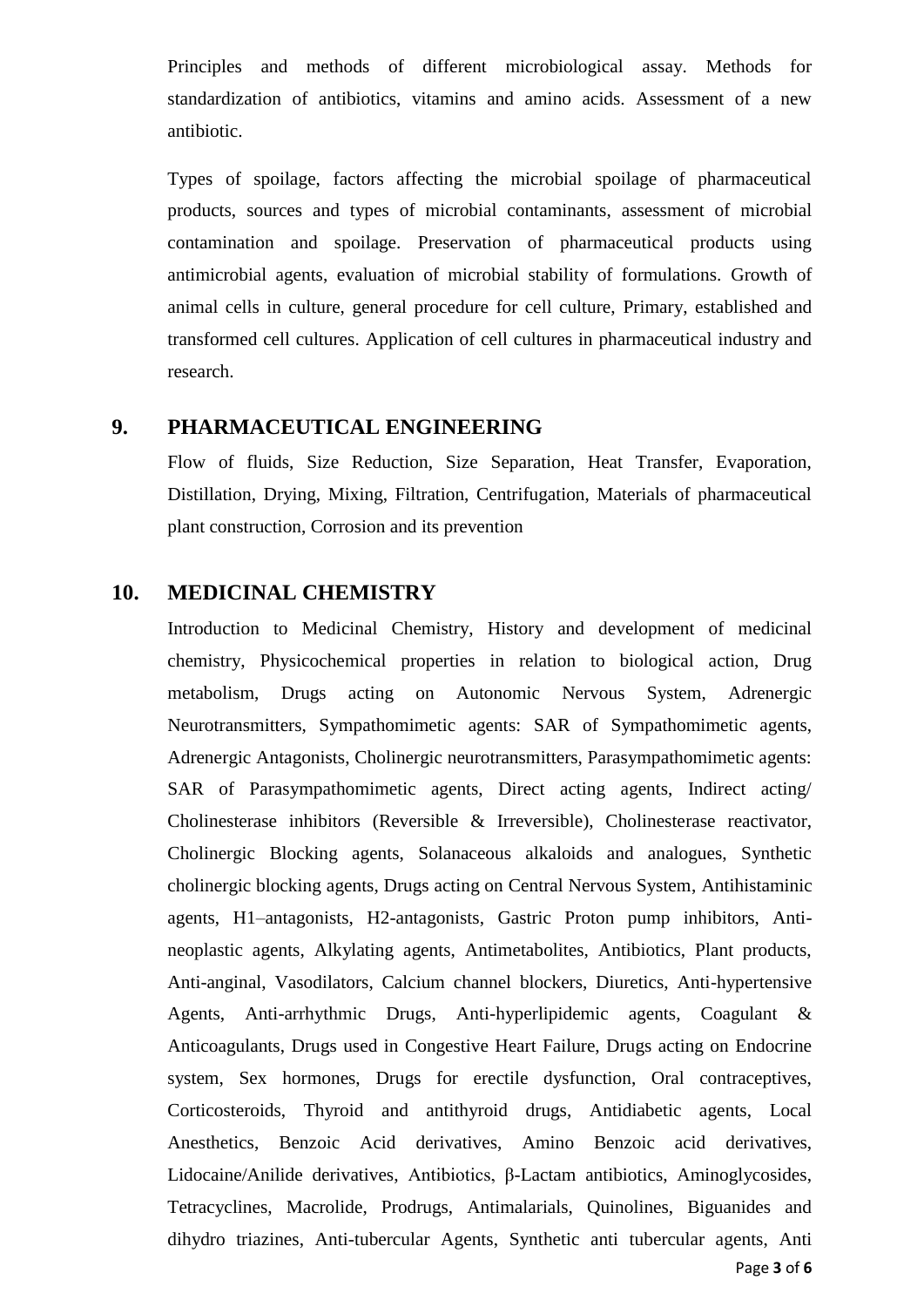Principles and methods of different microbiological assay. Methods for standardization of antibiotics, vitamins and amino acids. Assessment of a new antibiotic.

Types of spoilage, factors affecting the microbial spoilage of pharmaceutical products, sources and types of microbial contaminants, assessment of microbial contamination and spoilage. Preservation of pharmaceutical products using antimicrobial agents, evaluation of microbial stability of formulations. Growth of animal cells in culture, general procedure for cell culture, Primary, established and transformed cell cultures. Application of cell cultures in pharmaceutical industry and research.

## 9. PHARMACEUTICAL ENGINEERING

Flow of fluids, Size Reduction, Size Separation, Heat Transfer, Evaporation, Distillation, Drying, Mixing, Filtration, Centrifugation, Materials of pharmaceutical plant construction, Corrosion and its prevention

## 10. MEDICINAL CHEMISTRY

Introduction to Medicinal Chemistry, History and development of medicinal chemistry, Physicochemical properties in relation to biological action, Drug metabolism, Drugs acting on Autonomic Nervous System, Adrenergic Neurotransmitters, Sympathomimetic agents: SAR of Sympathomimetic agents, Adrenergic Antagonists, Cholinergic neurotransmitters, Parasympathomimetic agents: SAR of Parasympathomimetic agents, Direct acting agents, Indirect acting/ Cholinesterase inhibitors (Reversible & Irreversible), Cholinesterase reactivator, Cholinergic Blocking agents, Solanaceous alkaloids and analogues, Synthetic cholinergic blocking agents, Drugs acting on Central Nervous System, Antihistaminic agents, H1–antagonists, H2-antagonists, Gastric Proton pump inhibitors, Anti-neoplastic agents, Alkylating agents, Antimetabolites, Antibiotics, Plant products, Anti-anginal, Vasodilators, Calcium channel blockers, Diuretics, Anti-hypertensive Agents, Anti-arrhythmic Drugs, Anti-hyperlipidemic agents, Coagulant & Anticoagulants, Drugs used in Congestive Heart Failure, Drugs acting on Endocrine system, Sex hormones, Drugs for erectile dysfunction, Oral contraceptives, Corticosteroids, Thyroid and antithyroid drugs, Antidiabetic agents, Local Anesthetics, Benzoic Acid derivatives, Amino Benzoic acid derivatives, Lidocaine/Anilide derivatives, Antibiotics, β-Lactam antibiotics, Aminoglycosides, Tetracyclines, Macrolide, Prodrugs, Antimalarials, Quinolines, Biguanides and dihydro triazines, Anti-tubercular Agents, Synthetic anti tubercular agents, Anti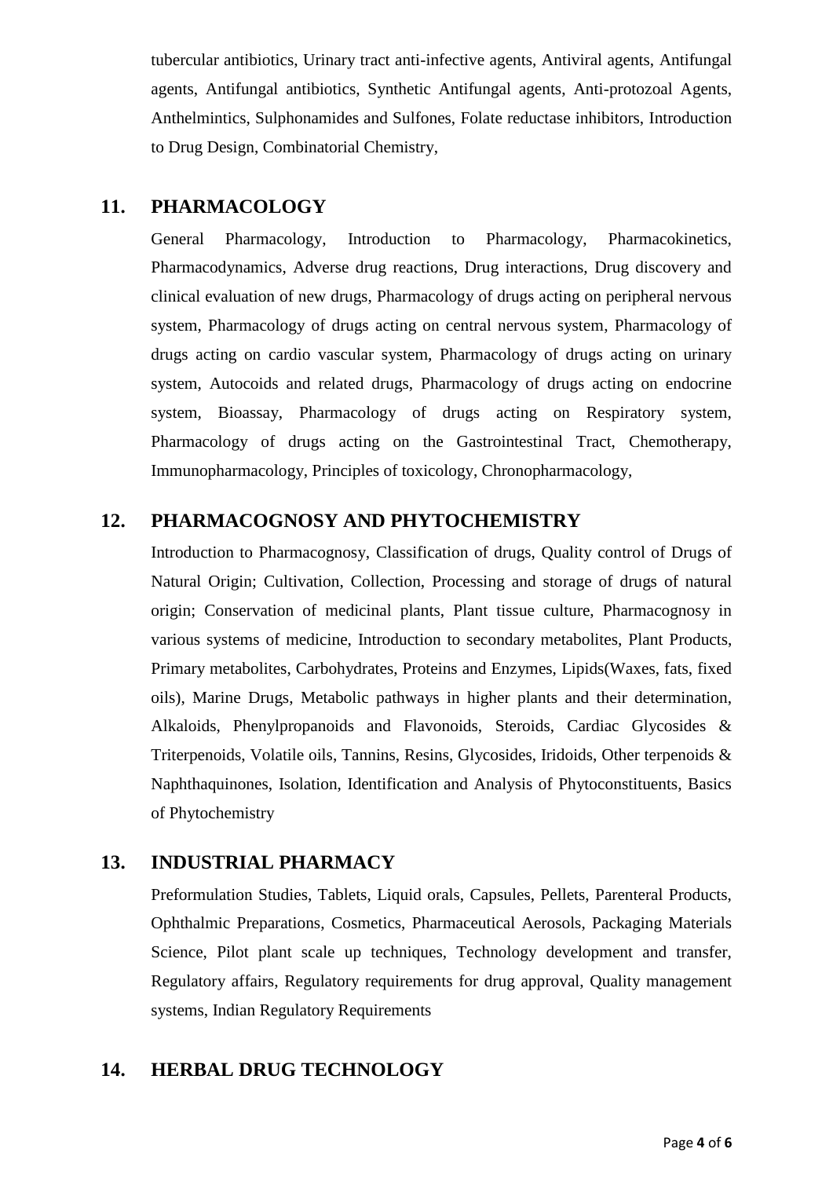tubercular antibiotics, Urinary tract anti-infective agents, Antiviral agents, Antifungal agents, Antifungal antibiotics, Synthetic Antifungal agents, Anti-protozoal Agents, Anthelmintics, Sulphonamides and Sulfones, Folate reductase inhibitors, Introduction to Drug Design, Combinatorial Chemistry,

## 11. PHARMACOLOGY

General Pharmacology, Introduction to Pharmacology, Pharmacokinetics, Pharmacodynamics, Adverse drug reactions, Drug interactions, Drug discovery and clinical evaluation of new drugs, Pharmacology of drugs acting on peripheral nervous system, Pharmacology of drugs acting on central nervous system, Pharmacology of drugs acting on cardio vascular system, Pharmacology of drugs acting on urinary system, Autocoids and related drugs, Pharmacology of drugs acting on endocrine system, Bioassay, Pharmacology of drugs acting on Respiratory system, Pharmacology of drugs acting on the Gastrointestinal Tract, Chemotherapy, Immunopharmacology, Principles of toxicology, Chronopharmacology,

## 12. PHARMACOGNOSY AND PHYTOCHEMISTRY

Introduction to Pharmacognosy, Classification of drugs, Quality control of Drugs of Natural Origin; Cultivation, Collection, Processing and storage of drugs of natural origin; Conservation of medicinal plants, Plant tissue culture, Pharmacognosy in various systems of medicine, Introduction to secondary metabolites, Plant Products, Primary metabolites, Carbohydrates, Proteins and Enzymes, Lipids(Waxes, fats, fixed oils), Marine Drugs, Metabolic pathways in higher plants and their determination, Alkaloids, Phenylpropanoids and Flavonoids, Steroids, Cardiac Glycosides & Triterpenoids, Volatile oils, Tannins, Resins, Glycosides, Iridoids, Other terpenoids & Naphthaquinones, Isolation, Identification and Analysis of Phytoconstituents, Basics of Phytochemistry

## 13. INDUSTRIAL PHARMACY

Preformulation Studies, Tablets, Liquid orals, Capsules, Pellets, Parenteral Products, Ophthalmic Preparations, Cosmetics, Pharmaceutical Aerosols, Packaging Materials Science, Pilot plant scale up techniques, Technology development and transfer, Regulatory affairs, Regulatory requirements for drug approval, Quality management systems, Indian Regulatory Requirements

## 14. HERBAL DRUG TECHNOLOGY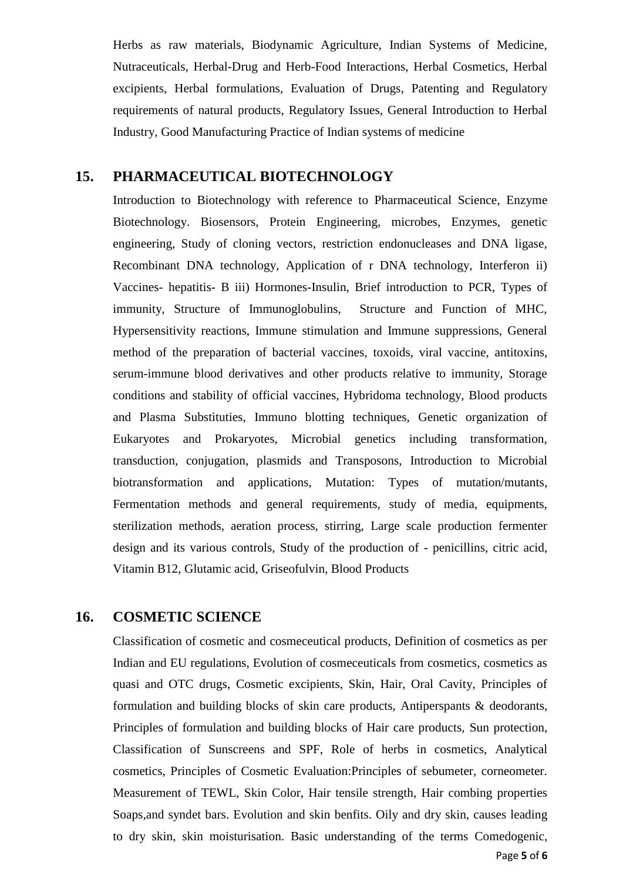Herbs as raw materials, Biodynamic Agriculture, Indian Systems of Medicine, Nutraceuticals, Herbal-Drug and Herb-Food Interactions, Herbal Cosmetics, Herbal excipients, Herbal formulations, Evaluation of Drugs, Patenting and Regulatory requirements of natural products, Regulatory Issues, General Introduction to Herbal Industry, Good Manufacturing Practice of Indian systems of medicine

## 15. PHARMACEUTICAL BIOTECHNOLOGY

Introduction to Biotechnology with reference to Pharmaceutical Science, Enzyme Biotechnology. Biosensors, Protein Engineering, microbes, Enzymes, genetic engineering, Study of cloning vectors, restriction endonucleases and DNA ligase, Recombinant DNA technology, Application of r DNA technology, Interferon ii) Vaccines- hepatitis- B iii) Hormones-Insulin, Brief introduction to PCR, Types of immunity, Structure of Immunoglobulins, Structure and Function of MHC, Hypersensitivity reactions, Immune stimulation and Immune suppressions, General method of the preparation of bacterial vaccines, toxoids, viral vaccine, antitoxins, serum-immune blood derivatives and other products relative to immunity, Storage conditions and stability of official vaccines, Hybridoma technology, Blood products and Plasma Substituties, Immuno blotting techniques, Genetic organization of Eukaryotes and Prokaryotes, Microbial genetics including transformation, transduction, conjugation, plasmids and Transposons, Introduction to Microbial biotransformation and applications, Mutation: Types of mutation/mutants, Fermentation methods and general requirements, study of media, equipments, sterilization methods, aeration process, stirring, Large scale production fermenter design and its various controls, Study of the production of - penicillins, citric acid, Vitamin B12, Glutamic acid, Griseofulvin, Blood Products

## 16. COSMETIC SCIENCE

Classification of cosmetic and cosmeceutical products, Definition of cosmetics as per Indian and EU regulations, Evolution of cosmeceuticals from cosmetics, cosmetics as quasi and OTC drugs, Cosmetic excipients, Skin, Hair, Oral Cavity, Principles of formulation and building blocks of skin care products, Antiperspants & deodorants, Principles of formulation and building blocks of Hair care products, Sun protection, Classification of Sunscreens and SPF, Role of herbs in cosmetics, Analytical cosmetics, Principles of Cosmetic Evaluation:Principles of sebumeter, corneometer. Measurement of TEWL, Skin Color, Hair tensile strength, Hair combing properties Soaps,and syndet bars. Evolution and skin benfits. Oily and dry skin, causes leading to dry skin, skin moisturisation. Basic understanding of the terms Comedogenic,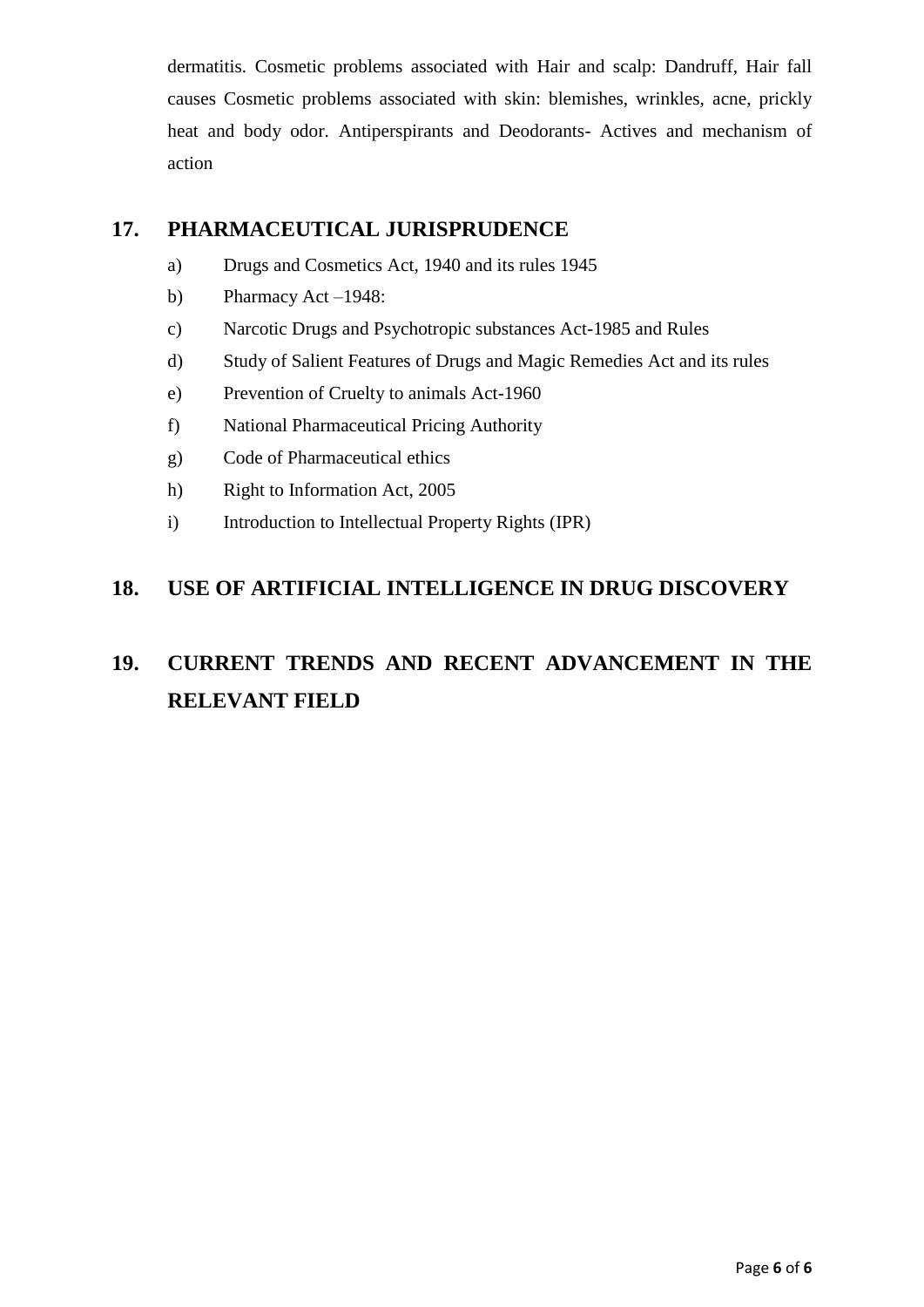dermatitis. Cosmetic problems associated with Hair and scalp: Dandruff, Hair fall causes Cosmetic problems associated with skin: blemishes, wrinkles, acne, prickly heat and body odor. Antiperspirants and Deodorants- Actives and mechanism of action

## 17. PHARMACEUTICAL JURISPRUDENCE

a) Drugs and Cosmetics Act, 1940 and its rules 1945

b) Pharmacy Act –1948:

c) Narcotic Drugs and Psychotropic substances Act-1985 and Rules

d) Study of Salient Features of Drugs and Magic Remedies Act and its rules

e) Prevention of Cruelty to animals Act-1960

f) National Pharmaceutical Pricing Authority

g) Code of Pharmaceutical ethics

h) Right to Information Act, 2005

i) Introduction to Intellectual Property Rights (IPR)

## 18. USE OF ARTIFICIAL INTELLIGENCE IN DRUG DISCOVERY

## 19. CURRENT TRENDS AND RECENT ADVANCEMENT IN THE RELEVANT FIELD